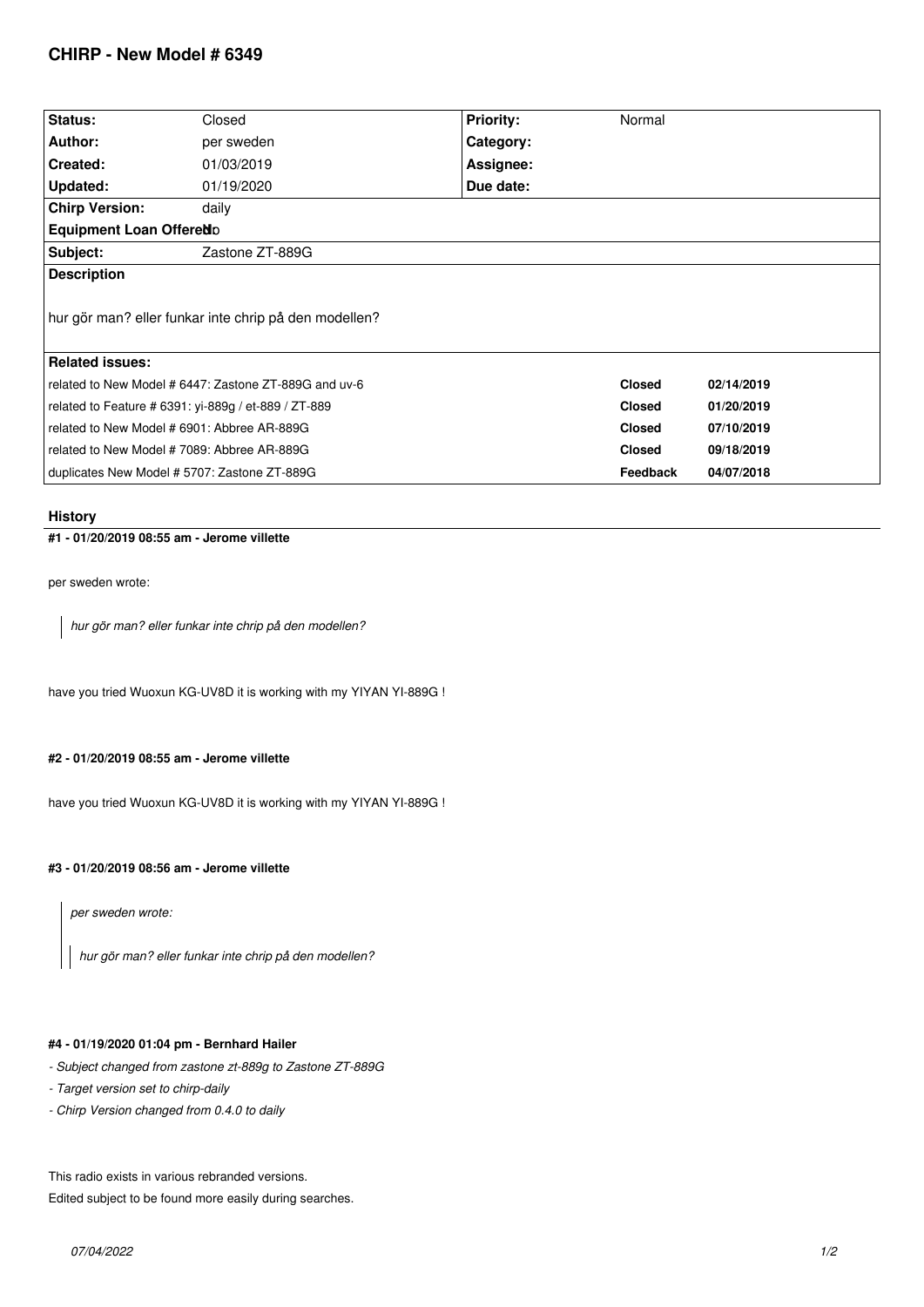# CHIRP - New Model # 6349

| Status: | Closed | Priority: | Normal |
|---|---|---|---|
| Author: | per sweden | Category: | |
| Created: | 01/03/2019 | Assignee: | |
| Updated: | 01/19/2020 | Due date: | |
| Chirp Version: | daily | | |
| Equipment Loan Offered: | No | | |
| Subject: | Zastone ZT-889G | | |

**Description**

hur gör man? eller funkar inte chirp på den modellen?

**Related issues:**

| Issue | Status | Date |
|---|---|---|
| related to New Model # 6447: Zastone ZT-889G and uv-6 | Closed | 02/14/2019 |
| related to Feature # 6391: yi-889g / et-889 / ZT-889 | Closed | 01/20/2019 |
| related to New Model # 6901: Abbree AR-889G | Closed | 07/10/2019 |
| related to New Model # 7089: Abbree AR-889G | Closed | 09/18/2019 |
| duplicates New Model # 5707: Zastone ZT-889G | Feedback | 04/07/2018 |

## History

### #1 - 01/20/2019 08:55 am - Jerome villette

per sweden wrote:

> *hur gör man? eller funkar inte chirp på den modellen?*

have you tried Wuoxun KG-UV8D it is working with my YIYAN YI-889G !

### #2 - 01/20/2019 08:55 am - Jerome villette

have you tried Wuoxun KG-UV8D it is working with my YIYAN YI-889G !

### #3 - 01/20/2019 08:56 am - Jerome villette

> *per sweden wrote:*
>
> > *hur gör man? eller funkar inte chirp på den modellen?*

### #4 - 01/19/2020 01:04 pm - Bernhard Hailer

- *Subject changed from zastone zt-889g to Zastone ZT-889G*
- *Target version set to chirp-daily*
- *Chirp Version changed from 0.4.0 to daily*

This radio exists in various rebranded versions.

Edited subject to be found more easily during searches.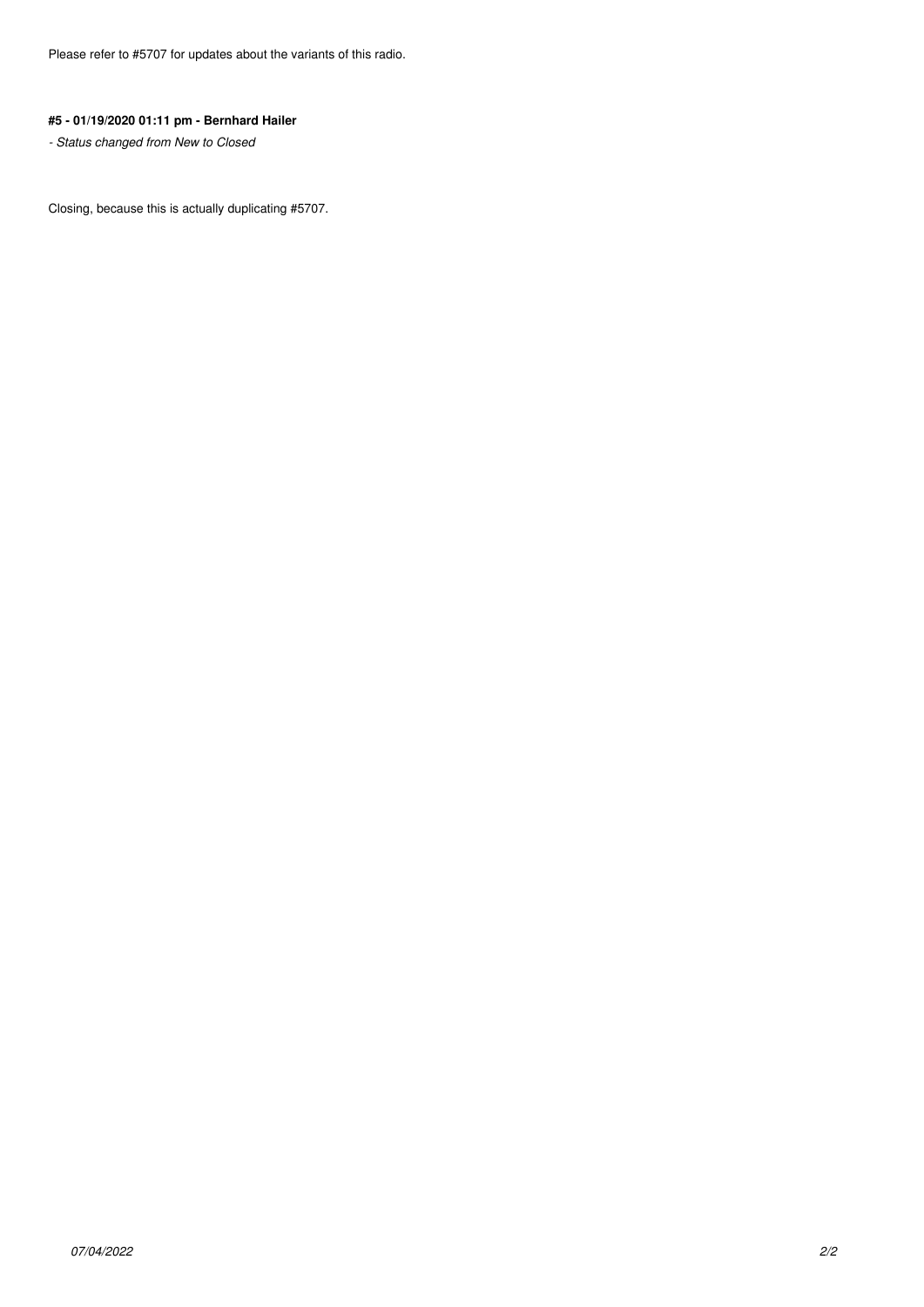Please refer to #5707 for updates about the variants of this radio.

#### #5 - 01/19/2020 01:11 pm - Bernhard Hailer

*- Status changed from New to Closed*

Closing, because this is actually duplicating #5707.